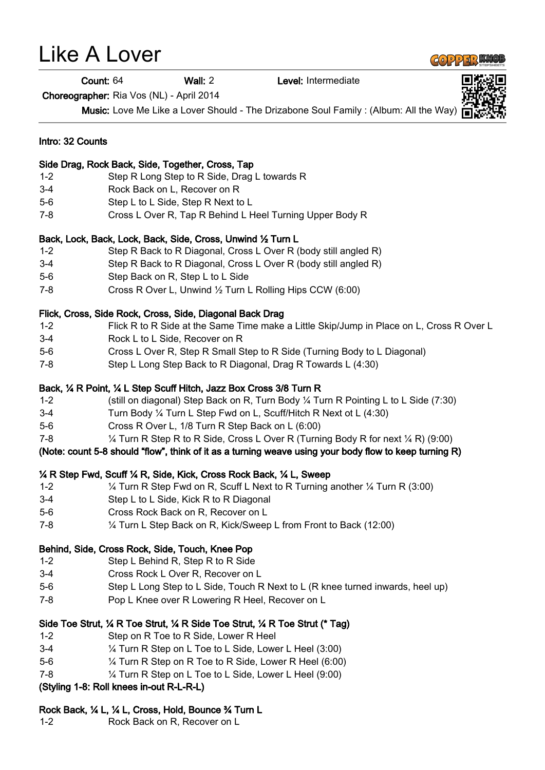# Like A Lover

**Count:** 64 **Wall:** 2 **Level:** Intermediate

**Choreographer:** Ria Vos (NL) - April 2014

**Music:** Love Me Like a Lover Should - The Drizabone Soul Family : (Album: All the Way)

**Intro: 32 Counts**

**Side Drag, Rock Back, Side, Together, Cross, Tap**

| | |
|---|---|
| 1-2 | Step R Long Step to R Side, Drag L towards R |
| 3-4 | Rock Back on L, Recover on R |
| 5-6 | Step L to L Side, Step R Next to L |
| 7-8 | Cross L Over R, Tap R Behind L Heel Turning Upper Body R |

**Back, Lock, Back, Lock, Back, Side, Cross, Unwind ½ Turn L**

| | |
|---|---|
| 1-2 | Step R Back to R Diagonal, Cross L Over R (body still angled R) |
| 3-4 | Step R Back to R Diagonal, Cross L Over R (body still angled R) |
| 5-6 | Step Back on R, Step L to L Side |
| 7-8 | Cross R Over L, Unwind ½ Turn L Rolling Hips CCW (6:00) |

**Flick, Cross, Side Rock, Cross, Side, Diagonal Back Drag**

| | |
|---|---|
| 1-2 | Flick R to R Side at the Same Time make a Little Skip/Jump in Place on L, Cross R Over L |
| 3-4 | Rock L to L Side, Recover on R |
| 5-6 | Cross L Over R, Step R Small Step to R Side (Turning Body to L Diagonal) |
| 7-8 | Step L Long Step Back to R Diagonal, Drag R Towards L (4:30) |

**Back, ¼ R Point, ¼ L Step Scuff Hitch, Jazz Box Cross 3/8 Turn R**

| | |
|---|---|
| 1-2 | (still on diagonal) Step Back on R, Turn Body ¼ Turn R Pointing L to L Side (7:30) |
| 3-4 | Turn Body ¼ Turn L Step Fwd on L, Scuff/Hitch R Next ot L (4:30) |
| 5-6 | Cross R Over L, 1/8 Turn R Step Back on L (6:00) |
| 7-8 | ¼ Turn R Step R to R Side, Cross L Over R (Turning Body R for next ¼ R) (9:00) |

**(Note: count 5-8 should "flow", think of it as a turning weave using your body flow to keep turning R)**

**¼ R Step Fwd, Scuff ¼ R, Side, Kick, Cross Rock Back, ¼ L, Sweep**

| | |
|---|---|
| 1-2 | ¼ Turn R Step Fwd on R, Scuff L Next to R Turning another ¼ Turn R (3:00) |
| 3-4 | Step L to L Side, Kick R to R Diagonal |
| 5-6 | Cross Rock Back on R, Recover on L |
| 7-8 | ¼ Turn L Step Back on R, Kick/Sweep L from Front to Back (12:00) |

**Behind, Side, Cross Rock, Side, Touch, Knee Pop**

| | |
|---|---|
| 1-2 | Step L Behind R, Step R to R Side |
| 3-4 | Cross Rock L Over R, Recover on L |
| 5-6 | Step L Long Step to L Side, Touch R Next to L (R knee turned inwards, heel up) |
| 7-8 | Pop L Knee over R Lowering R Heel, Recover on L |

**Side Toe Strut, ¼ R Toe Strut, ¼ R Side Toe Strut, ¼ R Toe Strut (* Tag)**

| | |
|---|---|
| 1-2 | Step on R Toe to R Side, Lower R Heel |
| 3-4 | ¼ Turn R Step on L Toe to L Side, Lower L Heel (3:00) |
| 5-6 | ¼ Turn R Step on R Toe to R Side, Lower R Heel (6:00) |
| 7-8 | ¼ Turn R Step on L Toe to L Side, Lower L Heel (9:00) |

**(Styling 1-8: Roll knees in-out R-L-R-L)**

**Rock Back, ¼ L, ¼ L, Cross, Hold, Bounce ¾ Turn L**

| | |
|---|---|
| 1-2 | Rock Back on R, Recover on L |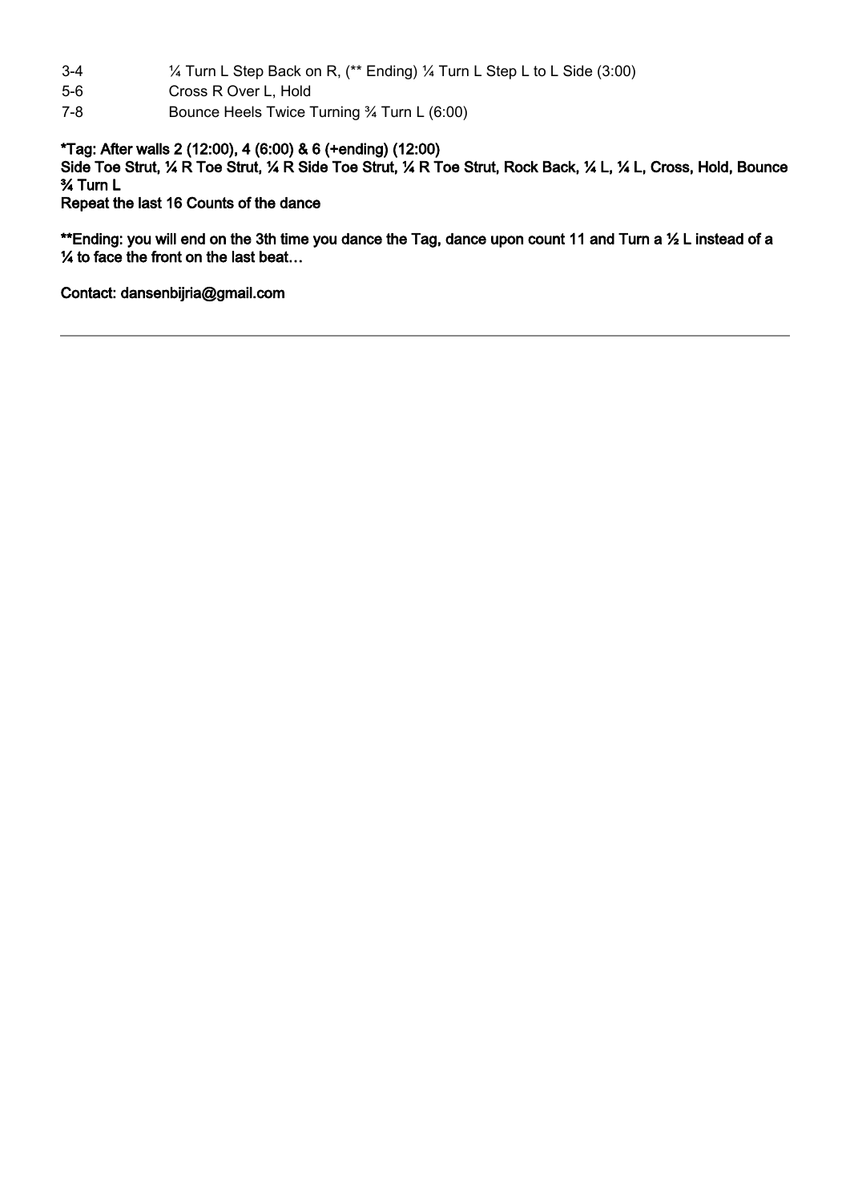| | |
|---|---|
| 3-4 | ¼ Turn L Step Back on R, (** Ending) ¼ Turn L Step L to L Side (3:00) |
| 5-6 | Cross R Over L, Hold |
| 7-8 | Bounce Heels Twice Turning ¾ Turn L (6:00) |

**\*Tag: After walls 2 (12:00), 4 (6:00) & 6 (+ending) (12:00)**
**Side Toe Strut, ¼ R Toe Strut, ¼ R Side Toe Strut, ¼ R Toe Strut, Rock Back, ¼ L, ¼ L, Cross, Hold, Bounce ¾ Turn L**
**Repeat the last 16 Counts of the dance**

**\*\*Ending: you will end on the 3th time you dance the Tag, dance upon count 11 and Turn a ½ L instead of a ¼ to face the front on the last beat…**

**Contact: dansenbijria@gmail.com**

---